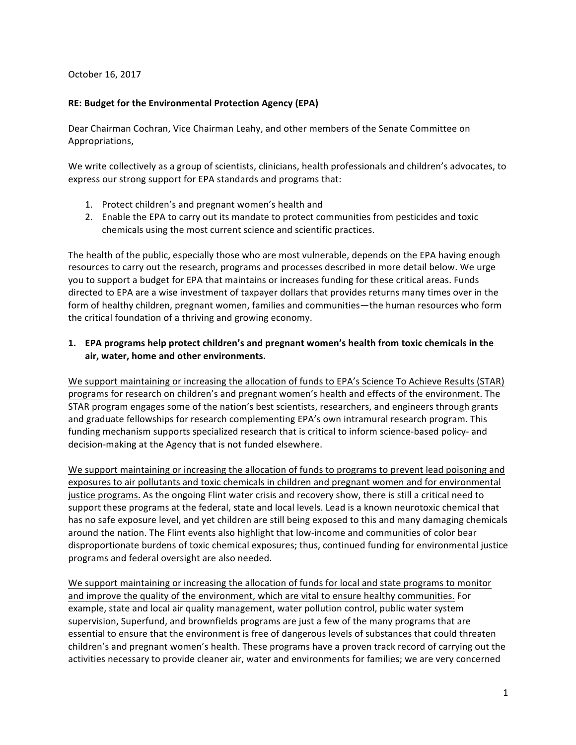October 16, 2017

**RE: Budget for the Environmental Protection Agency (EPA)**

Dear Chairman Cochran, Vice Chairman Leahy, and other members of the Senate Committee on Appropriations,

We write collectively as a group of scientists, clinicians, health professionals and children's advocates, to express our strong support for EPA standards and programs that:

1. Protect children's and pregnant women's health and
2. Enable the EPA to carry out its mandate to protect communities from pesticides and toxic chemicals using the most current science and scientific practices.

The health of the public, especially those who are most vulnerable, depends on the EPA having enough resources to carry out the research, programs and processes described in more detail below. We urge you to support a budget for EPA that maintains or increases funding for these critical areas. Funds directed to EPA are a wise investment of taxpayer dollars that provides returns many times over in the form of healthy children, pregnant women, families and communities—the human resources who form the critical foundation of a thriving and growing economy.

**1. EPA programs help protect children's and pregnant women's health from toxic chemicals in the air, water, home and other environments.**

<u>We support maintaining or increasing the allocation of funds to EPA's Science To Achieve Results (STAR) programs for research on children's and pregnant women's health and effects of the environment.</u> The STAR program engages some of the nation's best scientists, researchers, and engineers through grants and graduate fellowships for research complementing EPA's own intramural research program. This funding mechanism supports specialized research that is critical to inform science-based policy- and decision-making at the Agency that is not funded elsewhere.

<u>We support maintaining or increasing the allocation of funds to programs to prevent lead poisoning and exposures to air pollutants and toxic chemicals in children and pregnant women and for environmental justice programs.</u> As the ongoing Flint water crisis and recovery show, there is still a critical need to support these programs at the federal, state and local levels. Lead is a known neurotoxic chemical that has no safe exposure level, and yet children are still being exposed to this and many damaging chemicals around the nation. The Flint events also highlight that low-income and communities of color bear disproportionate burdens of toxic chemical exposures; thus, continued funding for environmental justice programs and federal oversight are also needed.

<u>We support maintaining or increasing the allocation of funds for local and state programs to monitor and improve the quality of the environment, which are vital to ensure healthy communities.</u> For example, state and local air quality management, water pollution control, public water system supervision, Superfund, and brownfields programs are just a few of the many programs that are essential to ensure that the environment is free of dangerous levels of substances that could threaten children's and pregnant women's health. These programs have a proven track record of carrying out the activities necessary to provide cleaner air, water and environments for families; we are very concerned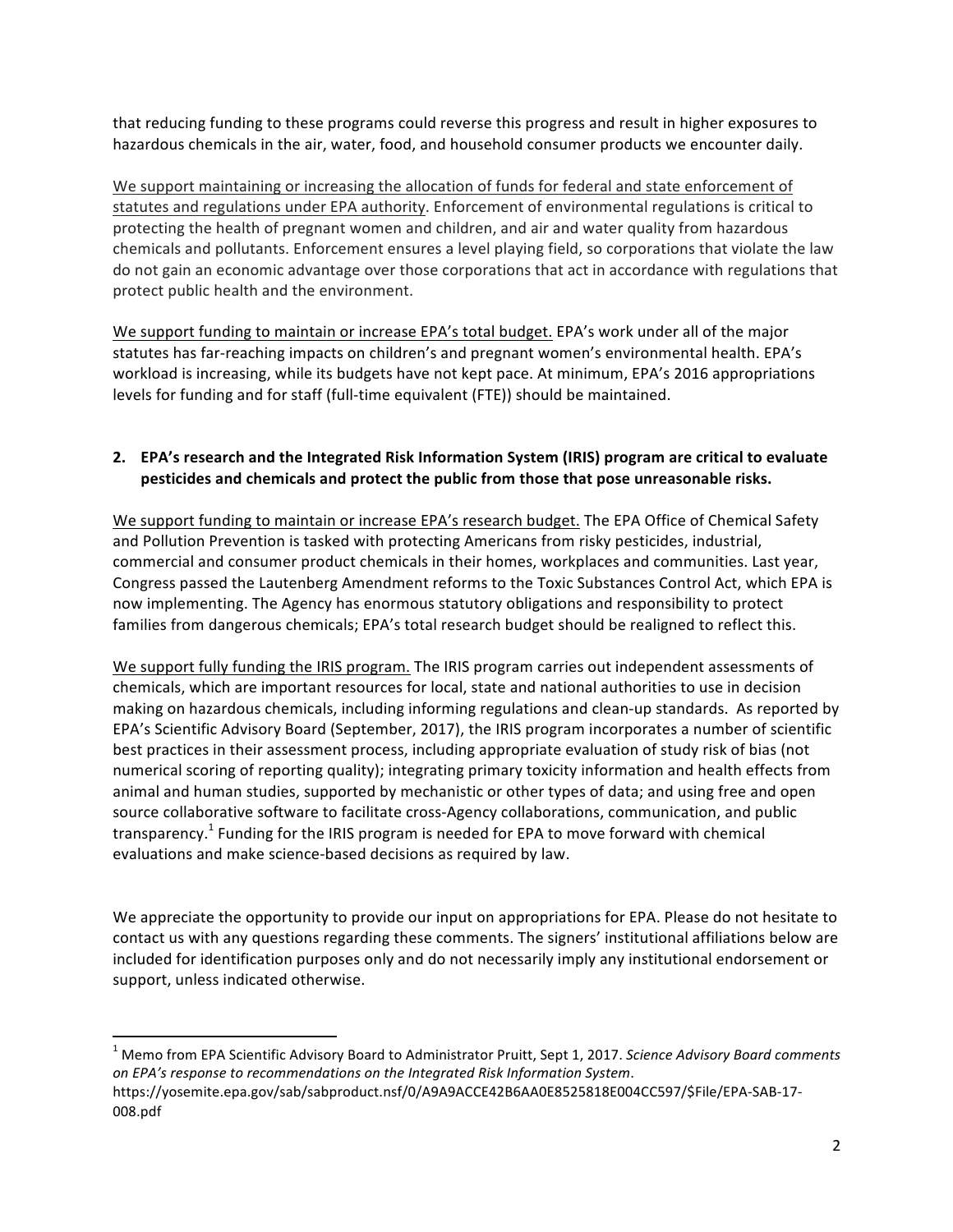that reducing funding to these programs could reverse this progress and result in higher exposures to hazardous chemicals in the air, water, food, and household consumer products we encounter daily.

<u>We support maintaining or increasing the allocation of funds for federal and state enforcement of statutes and regulations under EPA authority</u>. Enforcement of environmental regulations is critical to protecting the health of pregnant women and children, and air and water quality from hazardous chemicals and pollutants. Enforcement ensures a level playing field, so corporations that violate the law do not gain an economic advantage over those corporations that act in accordance with regulations that protect public health and the environment.

<u>We support funding to maintain or increase EPA's total budget.</u> EPA's work under all of the major statutes has far-reaching impacts on children's and pregnant women's environmental health. EPA's workload is increasing, while its budgets have not kept pace. At minimum, EPA's 2016 appropriations levels for funding and for staff (full-time equivalent (FTE)) should be maintained.

**2. EPA's research and the Integrated Risk Information System (IRIS) program are critical to evaluate pesticides and chemicals and protect the public from those that pose unreasonable risks.**

<u>We support funding to maintain or increase EPA's research budget.</u> The EPA Office of Chemical Safety and Pollution Prevention is tasked with protecting Americans from risky pesticides, industrial, commercial and consumer product chemicals in their homes, workplaces and communities. Last year, Congress passed the Lautenberg Amendment reforms to the Toxic Substances Control Act, which EPA is now implementing. The Agency has enormous statutory obligations and responsibility to protect families from dangerous chemicals; EPA's total research budget should be realigned to reflect this.

<u>We support fully funding the IRIS program.</u> The IRIS program carries out independent assessments of chemicals, which are important resources for local, state and national authorities to use in decision making on hazardous chemicals, including informing regulations and clean-up standards. As reported by EPA's Scientific Advisory Board (September, 2017), the IRIS program incorporates a number of scientific best practices in their assessment process, including appropriate evaluation of study risk of bias (not numerical scoring of reporting quality); integrating primary toxicity information and health effects from animal and human studies, supported by mechanistic or other types of data; and using free and open source collaborative software to facilitate cross-Agency collaborations, communication, and public transparency.[1] Funding for the IRIS program is needed for EPA to move forward with chemical evaluations and make science-based decisions as required by law.

We appreciate the opportunity to provide our input on appropriations for EPA. Please do not hesitate to contact us with any questions regarding these comments. The signers' institutional affiliations below are included for identification purposes only and do not necessarily imply any institutional endorsement or support, unless indicated otherwise.

---

[1] Memo from EPA Scientific Advisory Board to Administrator Pruitt, Sept 1, 2017. *Science Advisory Board comments on EPA's response to recommendations on the Integrated Risk Information System*. https://yosemite.epa.gov/sab/sabproduct.nsf/0/A9A9ACCE42B6AA0E8525818E004CC597/$File/EPA-SAB-17-008.pdf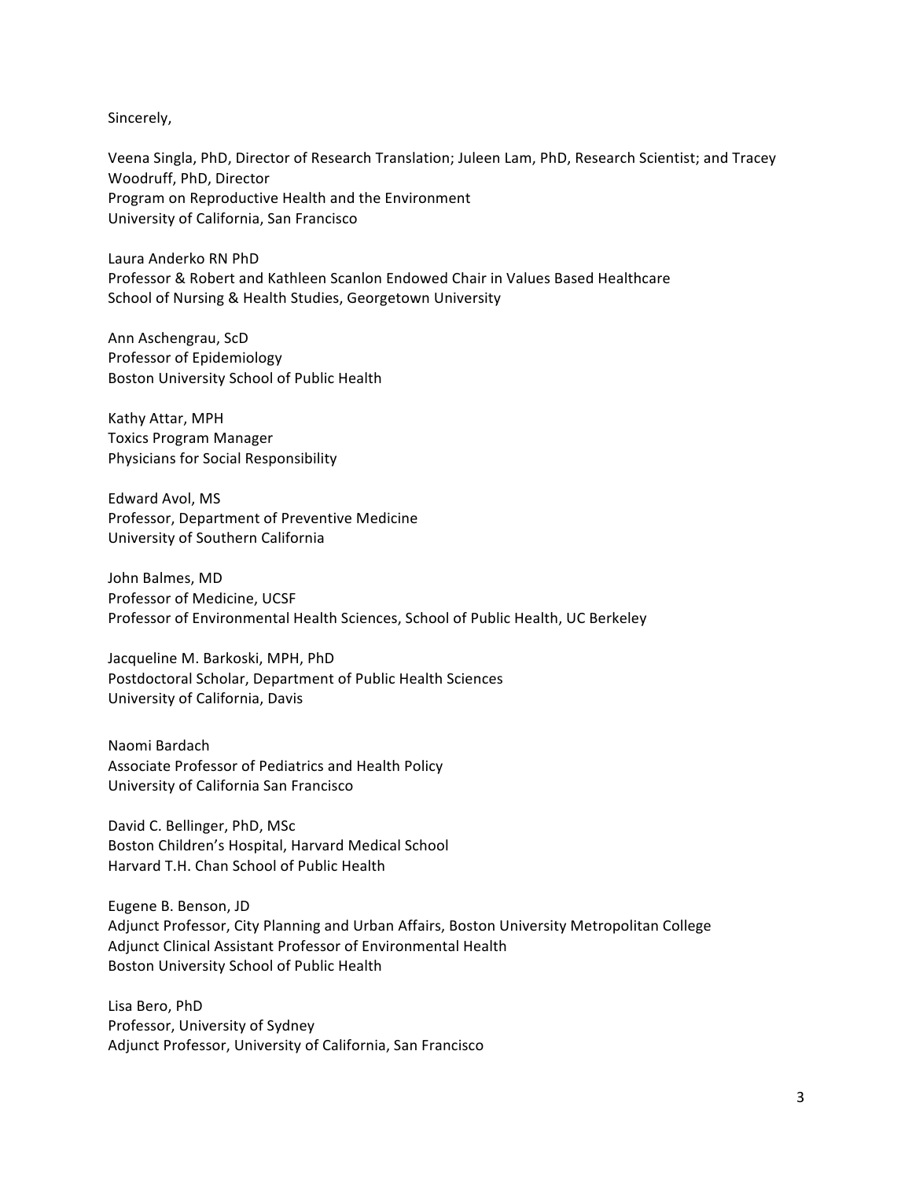Sincerely,

Veena Singla, PhD, Director of Research Translation; Juleen Lam, PhD, Research Scientist; and Tracey Woodruff, PhD, Director
Program on Reproductive Health and the Environment
University of California, San Francisco

Laura Anderko RN PhD
Professor & Robert and Kathleen Scanlon Endowed Chair in Values Based Healthcare
School of Nursing & Health Studies, Georgetown University

Ann Aschengrau, ScD
Professor of Epidemiology
Boston University School of Public Health

Kathy Attar, MPH
Toxics Program Manager
Physicians for Social Responsibility

Edward Avol, MS
Professor, Department of Preventive Medicine
University of Southern California

John Balmes, MD
Professor of Medicine, UCSF
Professor of Environmental Health Sciences, School of Public Health, UC Berkeley

Jacqueline M. Barkoski, MPH, PhD
Postdoctoral Scholar, Department of Public Health Sciences
University of California, Davis

Naomi Bardach
Associate Professor of Pediatrics and Health Policy
University of California San Francisco

David C. Bellinger, PhD, MSc
Boston Children's Hospital, Harvard Medical School
Harvard T.H. Chan School of Public Health

Eugene B. Benson, JD
Adjunct Professor, City Planning and Urban Affairs, Boston University Metropolitan College
Adjunct Clinical Assistant Professor of Environmental Health
Boston University School of Public Health

Lisa Bero, PhD
Professor, University of Sydney
Adjunct Professor, University of California, San Francisco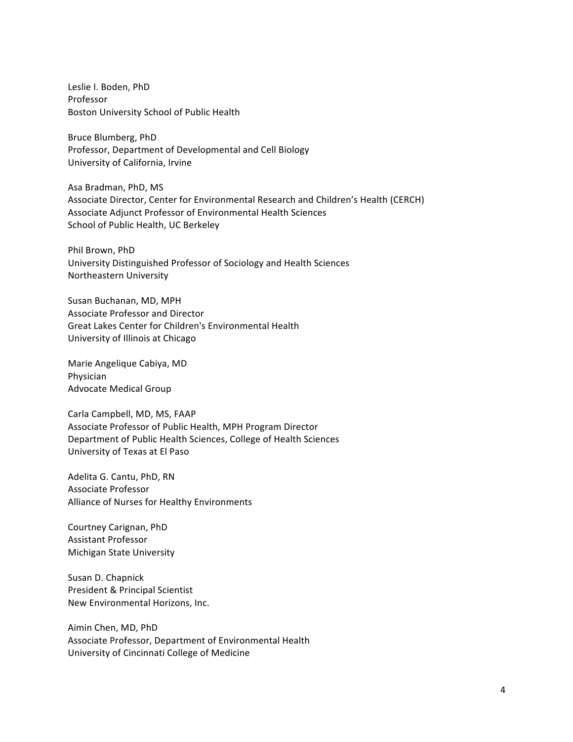Leslie I. Boden, PhD
Professor
Boston University School of Public Health

Bruce Blumberg, PhD
Professor, Department of Developmental and Cell Biology
University of California, Irvine

Asa Bradman, PhD, MS
Associate Director, Center for Environmental Research and Children's Health (CERCH)
Associate Adjunct Professor of Environmental Health Sciences
School of Public Health, UC Berkeley

Phil Brown, PhD
University Distinguished Professor of Sociology and Health Sciences
Northeastern University

Susan Buchanan, MD, MPH
Associate Professor and Director
Great Lakes Center for Children's Environmental Health
University of Illinois at Chicago

Marie Angelique Cabiya, MD
Physician
Advocate Medical Group

Carla Campbell, MD, MS, FAAP
Associate Professor of Public Health, MPH Program Director
Department of Public Health Sciences, College of Health Sciences
University of Texas at El Paso

Adelita G. Cantu, PhD, RN
Associate Professor
Alliance of Nurses for Healthy Environments

Courtney Carignan, PhD
Assistant Professor
Michigan State University

Susan D. Chapnick
President & Principal Scientist
New Environmental Horizons, Inc.

Aimin Chen, MD, PhD
Associate Professor, Department of Environmental Health
University of Cincinnati College of Medicine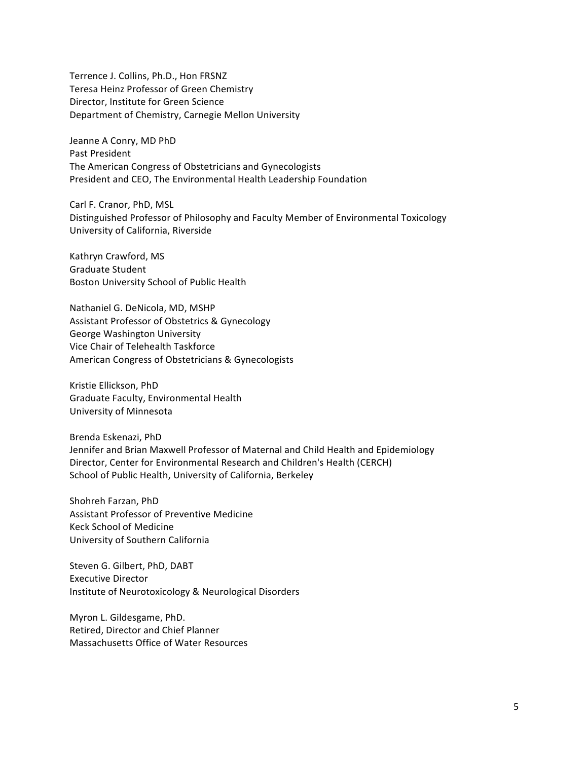Terrence J. Collins, Ph.D., Hon FRSNZ
Teresa Heinz Professor of Green Chemistry
Director, Institute for Green Science
Department of Chemistry, Carnegie Mellon University

Jeanne A Conry, MD PhD
Past President
The American Congress of Obstetricians and Gynecologists
President and CEO, The Environmental Health Leadership Foundation

Carl F. Cranor, PhD, MSL
Distinguished Professor of Philosophy and Faculty Member of Environmental Toxicology
University of California, Riverside

Kathryn Crawford, MS
Graduate Student
Boston University School of Public Health

Nathaniel G. DeNicola, MD, MSHP
Assistant Professor of Obstetrics & Gynecology
George Washington University
Vice Chair of Telehealth Taskforce
American Congress of Obstetricians & Gynecologists

Kristie Ellickson, PhD
Graduate Faculty, Environmental Health
University of Minnesota

Brenda Eskenazi, PhD
Jennifer and Brian Maxwell Professor of Maternal and Child Health and Epidemiology
Director, Center for Environmental Research and Children's Health (CERCH)
School of Public Health, University of California, Berkeley

Shohreh Farzan, PhD
Assistant Professor of Preventive Medicine
Keck School of Medicine
University of Southern California

Steven G. Gilbert, PhD, DABT
Executive Director
Institute of Neurotoxicology & Neurological Disorders

Myron L. Gildesgame, PhD.
Retired, Director and Chief Planner
Massachusetts Office of Water Resources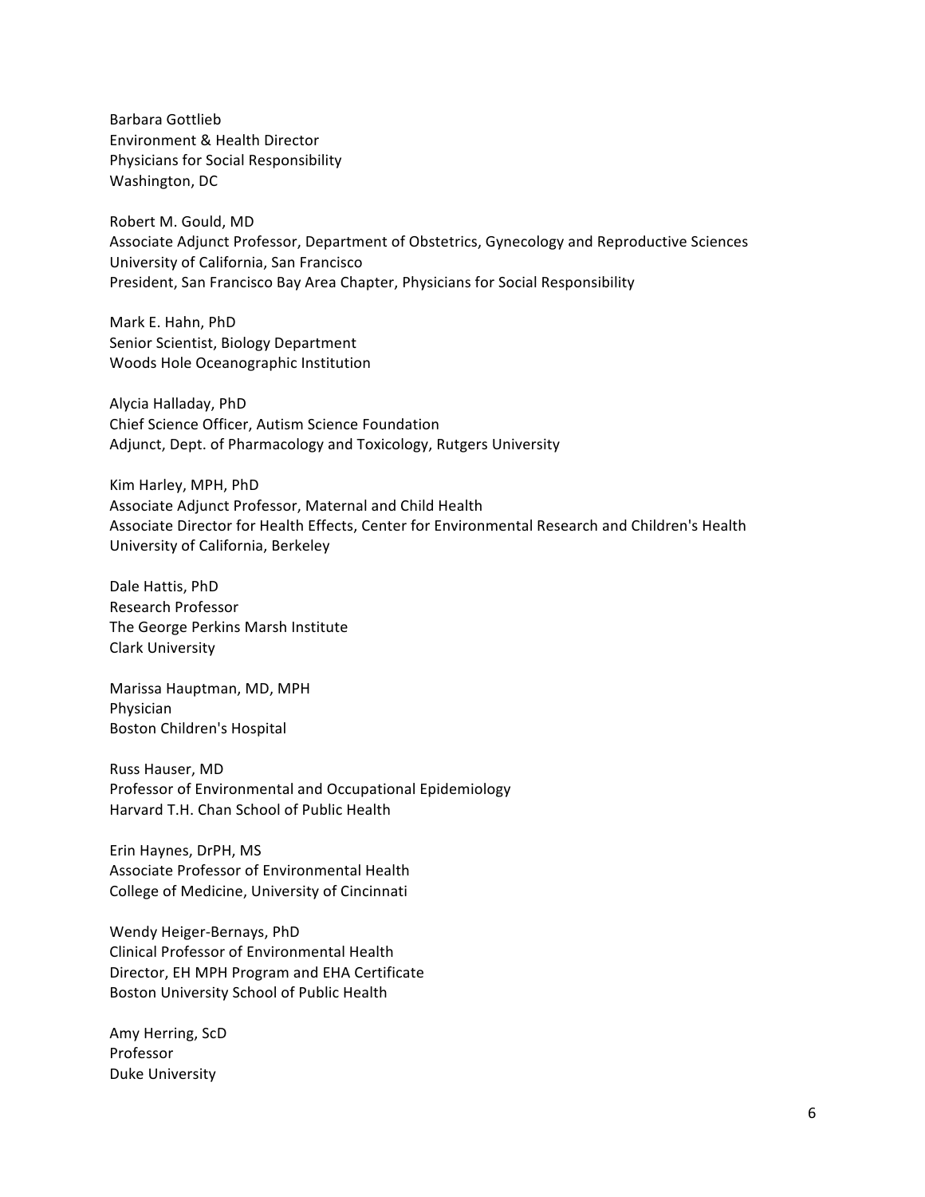Barbara Gottlieb
Environment & Health Director
Physicians for Social Responsibility
Washington, DC

Robert M. Gould, MD
Associate Adjunct Professor, Department of Obstetrics, Gynecology and Reproductive Sciences
University of California, San Francisco
President, San Francisco Bay Area Chapter, Physicians for Social Responsibility

Mark E. Hahn, PhD
Senior Scientist, Biology Department
Woods Hole Oceanographic Institution

Alycia Halladay, PhD
Chief Science Officer, Autism Science Foundation
Adjunct, Dept. of Pharmacology and Toxicology, Rutgers University

Kim Harley, MPH, PhD
Associate Adjunct Professor, Maternal and Child Health
Associate Director for Health Effects, Center for Environmental Research and Children's Health
University of California, Berkeley

Dale Hattis, PhD
Research Professor
The George Perkins Marsh Institute
Clark University

Marissa Hauptman, MD, MPH
Physician
Boston Children's Hospital

Russ Hauser, MD
Professor of Environmental and Occupational Epidemiology
Harvard T.H. Chan School of Public Health

Erin Haynes, DrPH, MS
Associate Professor of Environmental Health
College of Medicine, University of Cincinnati

Wendy Heiger-Bernays, PhD
Clinical Professor of Environmental Health
Director, EH MPH Program and EHA Certificate
Boston University School of Public Health

Amy Herring, ScD
Professor
Duke University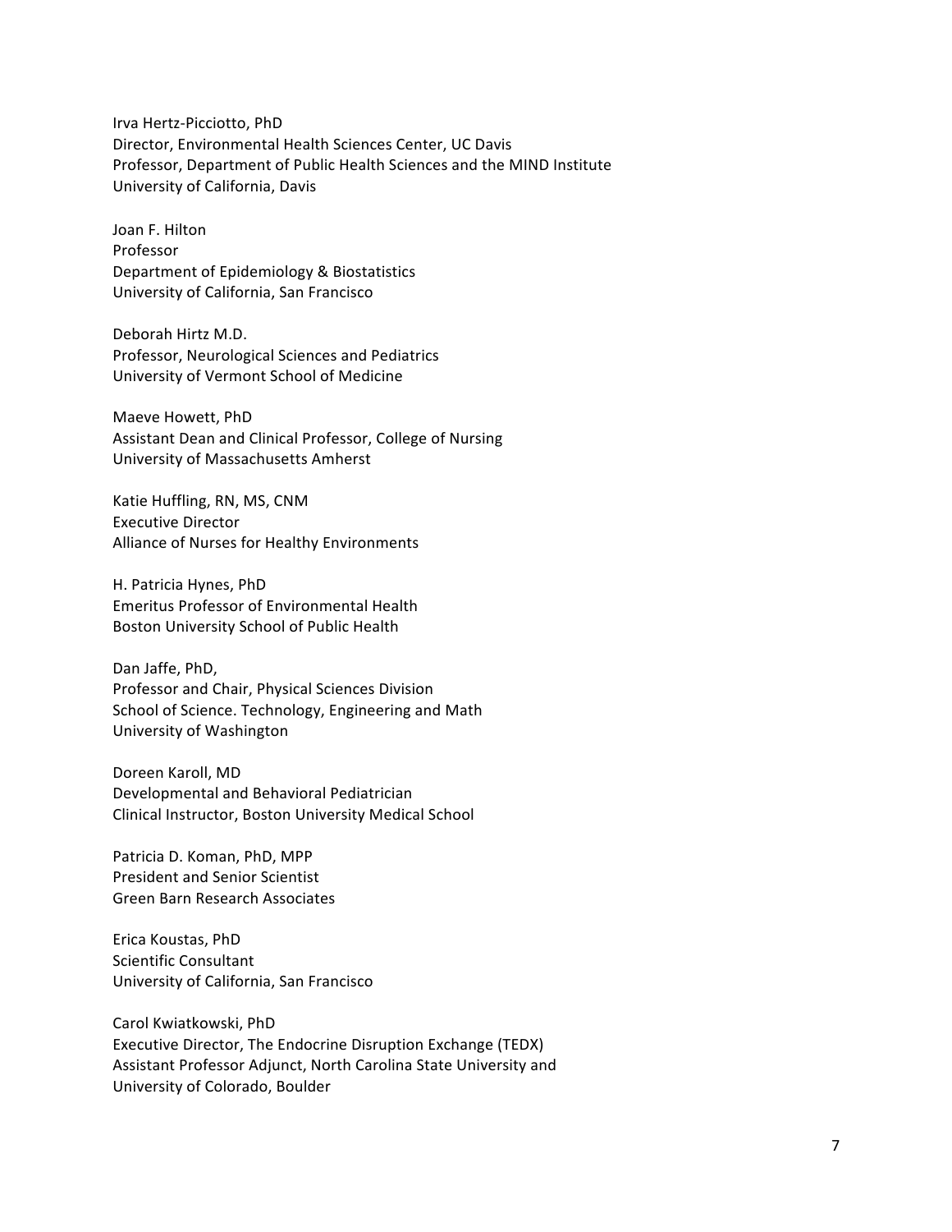Irva Hertz-Picciotto, PhD
Director, Environmental Health Sciences Center, UC Davis
Professor, Department of Public Health Sciences and the MIND Institute
University of California, Davis

Joan F. Hilton
Professor
Department of Epidemiology & Biostatistics
University of California, San Francisco

Deborah Hirtz M.D.
Professor, Neurological Sciences and Pediatrics
University of Vermont School of Medicine

Maeve Howett, PhD
Assistant Dean and Clinical Professor, College of Nursing
University of Massachusetts Amherst

Katie Huffling, RN, MS, CNM
Executive Director
Alliance of Nurses for Healthy Environments

H. Patricia Hynes, PhD
Emeritus Professor of Environmental Health
Boston University School of Public Health

Dan Jaffe, PhD,
Professor and Chair, Physical Sciences Division
School of Science. Technology, Engineering and Math
University of Washington

Doreen Karoll, MD
Developmental and Behavioral Pediatrician
Clinical Instructor, Boston University Medical School

Patricia D. Koman, PhD, MPP
President and Senior Scientist
Green Barn Research Associates

Erica Koustas, PhD
Scientific Consultant
University of California, San Francisco

Carol Kwiatkowski, PhD
Executive Director, The Endocrine Disruption Exchange (TEDX)
Assistant Professor Adjunct, North Carolina State University and
University of Colorado, Boulder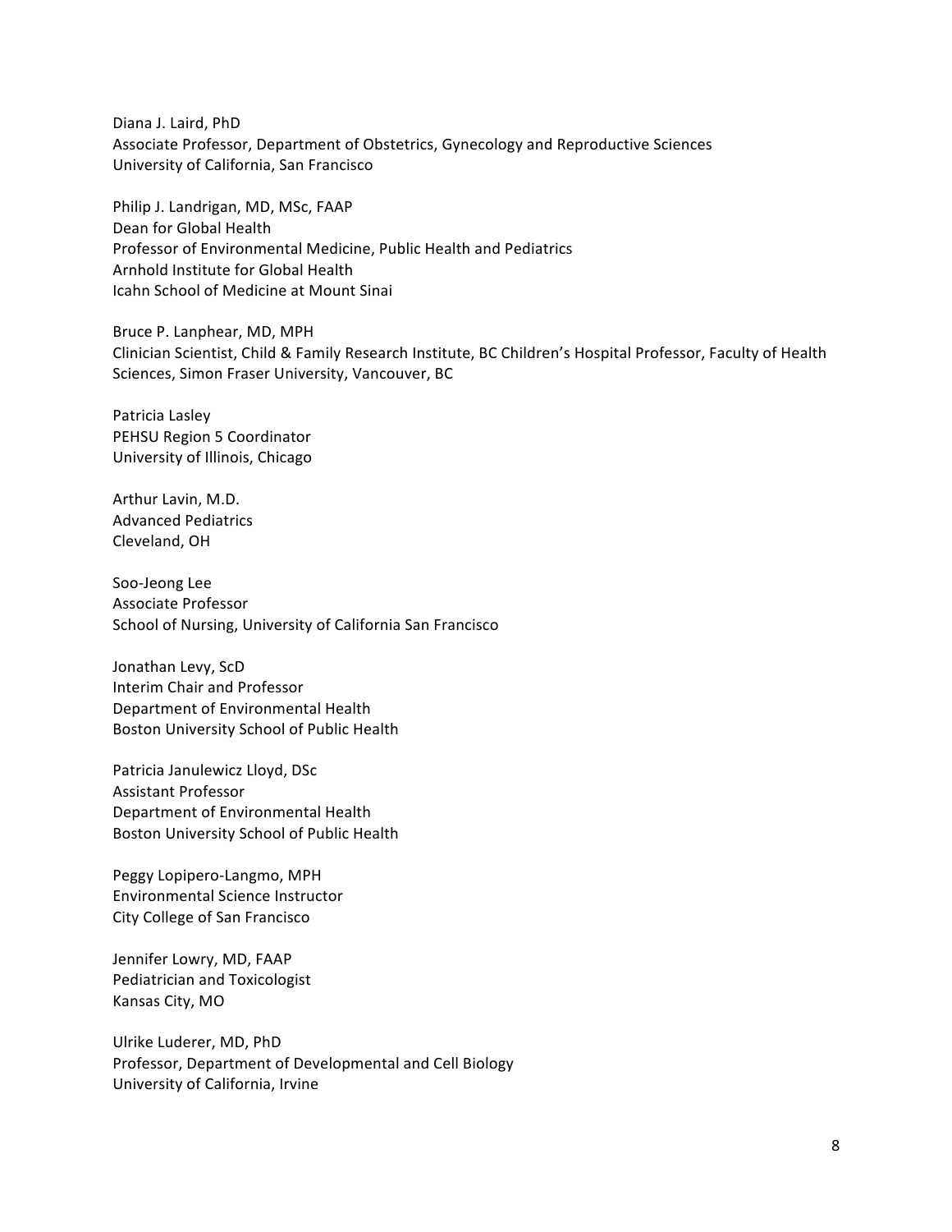Diana J. Laird, PhD
Associate Professor, Department of Obstetrics, Gynecology and Reproductive Sciences
University of California, San Francisco

Philip J. Landrigan, MD, MSc, FAAP
Dean for Global Health
Professor of Environmental Medicine, Public Health and Pediatrics
Arnhold Institute for Global Health
Icahn School of Medicine at Mount Sinai

Bruce P. Lanphear, MD, MPH
Clinician Scientist, Child & Family Research Institute, BC Children's Hospital Professor, Faculty of Health Sciences, Simon Fraser University, Vancouver, BC

Patricia Lasley
PEHSU Region 5 Coordinator
University of Illinois, Chicago

Arthur Lavin, M.D.
Advanced Pediatrics
Cleveland, OH

Soo-Jeong Lee
Associate Professor
School of Nursing, University of California San Francisco

Jonathan Levy, ScD
Interim Chair and Professor
Department of Environmental Health
Boston University School of Public Health

Patricia Janulewicz Lloyd, DSc
Assistant Professor
Department of Environmental Health
Boston University School of Public Health

Peggy Lopipero-Langmo, MPH
Environmental Science Instructor
City College of San Francisco

Jennifer Lowry, MD, FAAP
Pediatrician and Toxicologist
Kansas City, MO

Ulrike Luderer, MD, PhD
Professor, Department of Developmental and Cell Biology
University of California, Irvine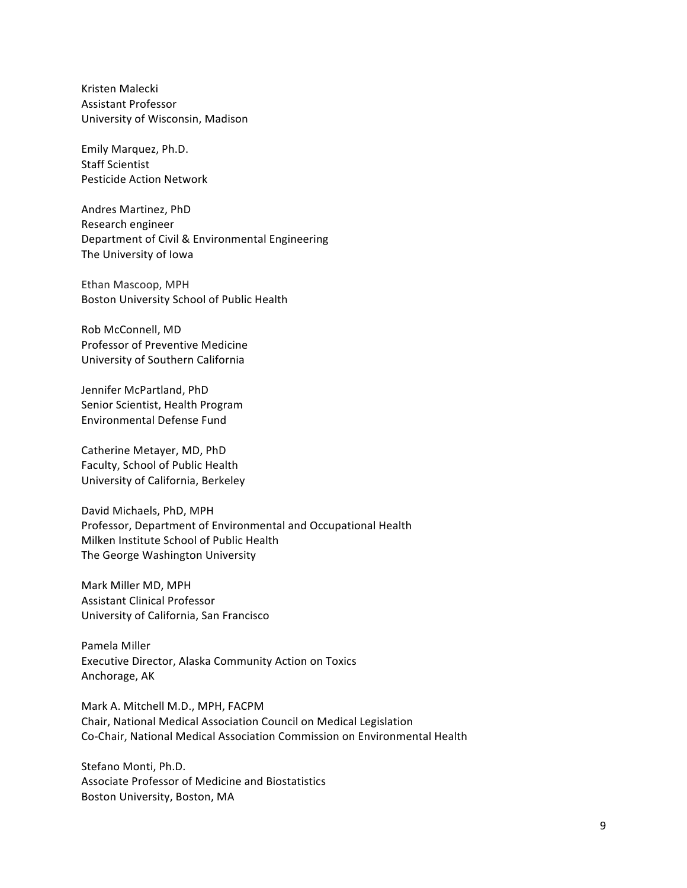Kristen Malecki
Assistant Professor
University of Wisconsin, Madison

Emily Marquez, Ph.D.
Staff Scientist
Pesticide Action Network

Andres Martinez, PhD
Research engineer
Department of Civil & Environmental Engineering
The University of Iowa

Ethan Mascoop, MPH
Boston University School of Public Health

Rob McConnell, MD
Professor of Preventive Medicine
University of Southern California

Jennifer McPartland, PhD
Senior Scientist, Health Program
Environmental Defense Fund

Catherine Metayer, MD, PhD
Faculty, School of Public Health
University of California, Berkeley

David Michaels, PhD, MPH
Professor, Department of Environmental and Occupational Health
Milken Institute School of Public Health
The George Washington University

Mark Miller MD, MPH
Assistant Clinical Professor
University of California, San Francisco

Pamela Miller
Executive Director, Alaska Community Action on Toxics
Anchorage, AK

Mark A. Mitchell M.D., MPH, FACPM
Chair, National Medical Association Council on Medical Legislation
Co-Chair, National Medical Association Commission on Environmental Health

Stefano Monti, Ph.D.
Associate Professor of Medicine and Biostatistics
Boston University, Boston, MA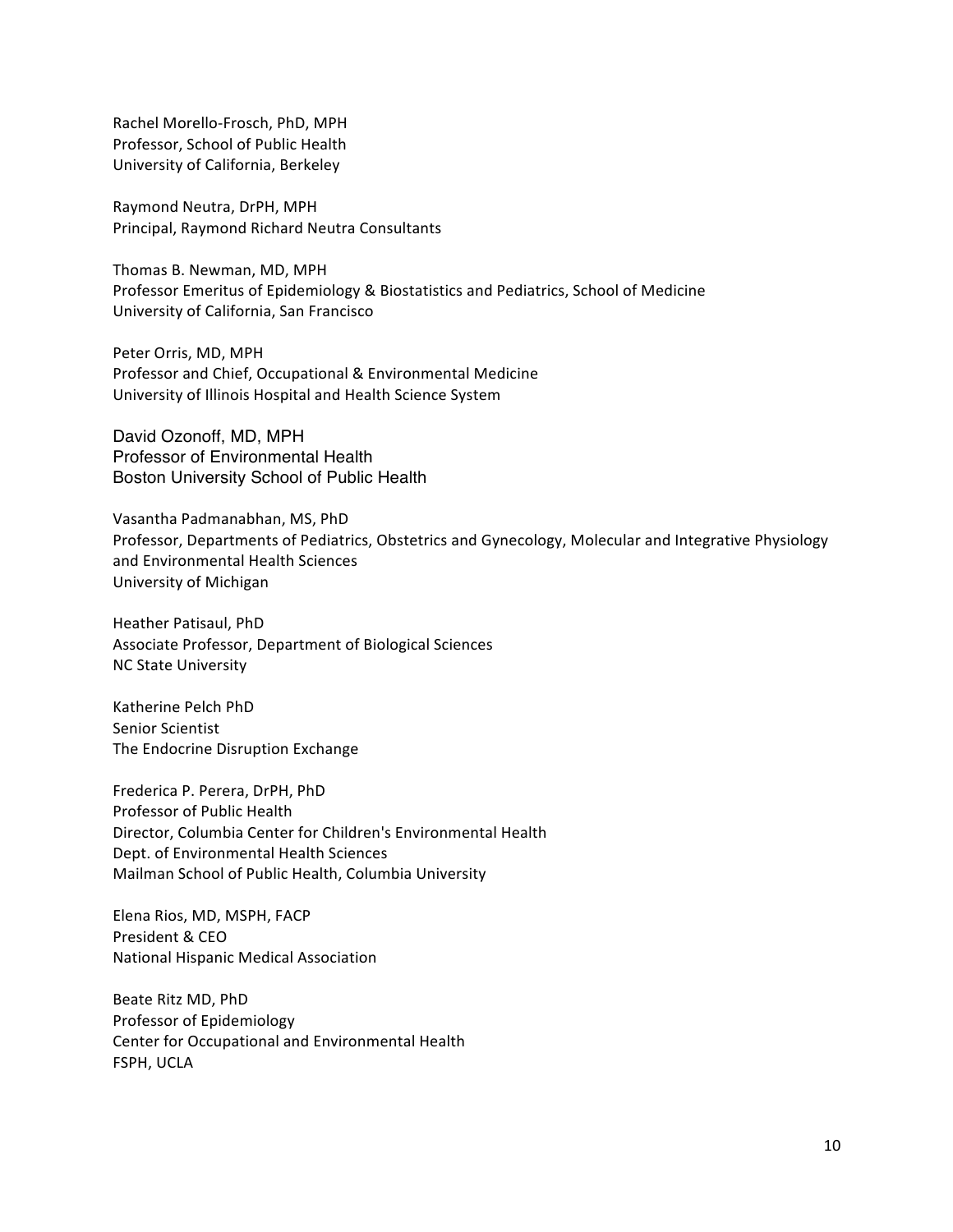Rachel Morello-Frosch, PhD, MPH
Professor, School of Public Health
University of California, Berkeley

Raymond Neutra, DrPH, MPH
Principal, Raymond Richard Neutra Consultants

Thomas B. Newman, MD, MPH
Professor Emeritus of Epidemiology & Biostatistics and Pediatrics, School of Medicine
University of California, San Francisco

Peter Orris, MD, MPH
Professor and Chief, Occupational & Environmental Medicine
University of Illinois Hospital and Health Science System

David Ozonoff, MD, MPH
Professor of Environmental Health
Boston University School of Public Health

Vasantha Padmanabhan, MS, PhD
Professor, Departments of Pediatrics, Obstetrics and Gynecology, Molecular and Integrative Physiology and Environmental Health Sciences
University of Michigan

Heather Patisaul, PhD
Associate Professor, Department of Biological Sciences
NC State University

Katherine Pelch PhD
Senior Scientist
The Endocrine Disruption Exchange

Frederica P. Perera, DrPH, PhD
Professor of Public Health
Director, Columbia Center for Children's Environmental Health
Dept. of Environmental Health Sciences
Mailman School of Public Health, Columbia University

Elena Rios, MD, MSPH, FACP
President & CEO
National Hispanic Medical Association

Beate Ritz MD, PhD
Professor of Epidemiology
Center for Occupational and Environmental Health
FSPH, UCLA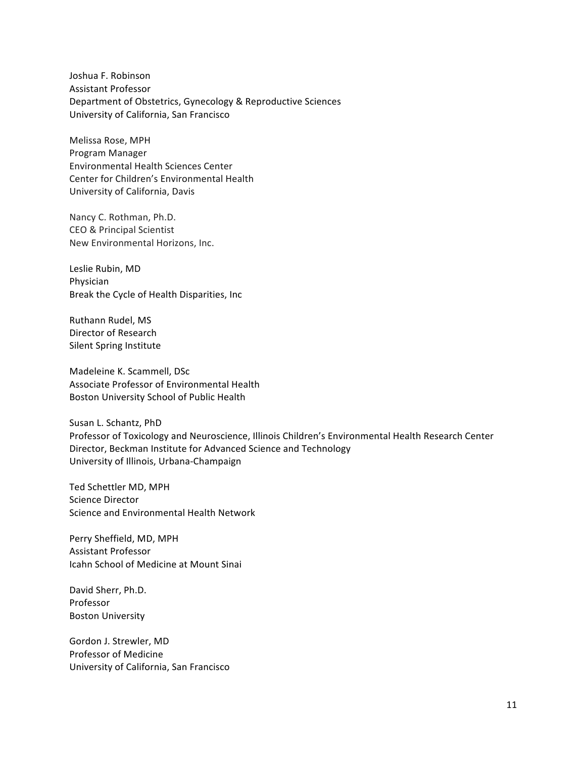Joshua F. Robinson
Assistant Professor
Department of Obstetrics, Gynecology & Reproductive Sciences
University of California, San Francisco

Melissa Rose, MPH
Program Manager
Environmental Health Sciences Center
Center for Children's Environmental Health
University of California, Davis

Nancy C. Rothman, Ph.D.
CEO & Principal Scientist
New Environmental Horizons, Inc.

Leslie Rubin, MD
Physician
Break the Cycle of Health Disparities, Inc

Ruthann Rudel, MS
Director of Research
Silent Spring Institute

Madeleine K. Scammell, DSc
Associate Professor of Environmental Health
Boston University School of Public Health

Susan L. Schantz, PhD
Professor of Toxicology and Neuroscience, Illinois Children's Environmental Health Research Center
Director, Beckman Institute for Advanced Science and Technology
University of Illinois, Urbana-Champaign

Ted Schettler MD, MPH
Science Director
Science and Environmental Health Network

Perry Sheffield, MD, MPH
Assistant Professor
Icahn School of Medicine at Mount Sinai

David Sherr, Ph.D.
Professor
Boston University

Gordon J. Strewler, MD
Professor of Medicine
University of California, San Francisco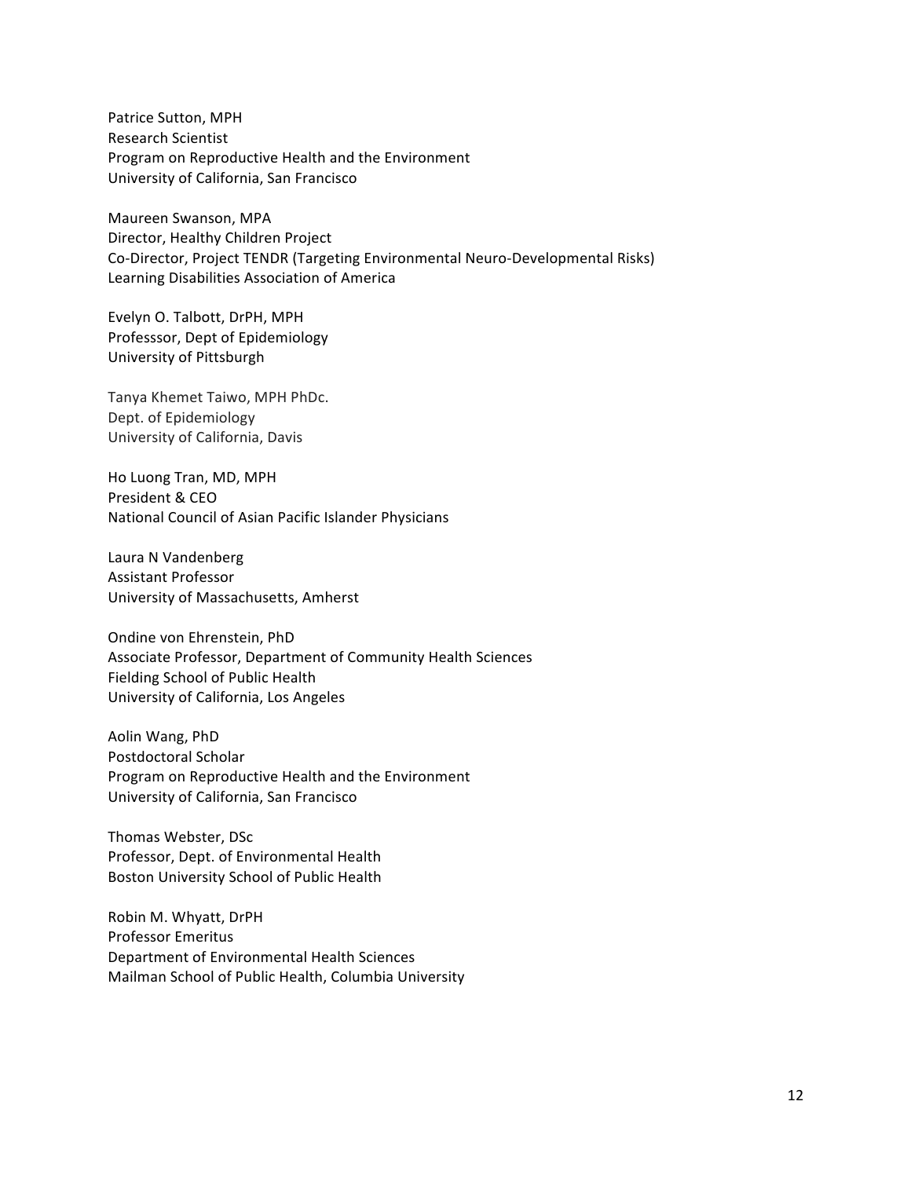Patrice Sutton, MPH
Research Scientist
Program on Reproductive Health and the Environment
University of California, San Francisco

Maureen Swanson, MPA
Director, Healthy Children Project
Co-Director, Project TENDR (Targeting Environmental Neuro-Developmental Risks)
Learning Disabilities Association of America

Evelyn O. Talbott, DrPH, MPH
Professsor, Dept of Epidemiology
University of Pittsburgh

Tanya Khemet Taiwo, MPH PhDc.
Dept. of Epidemiology
University of California, Davis

Ho Luong Tran, MD, MPH
President & CEO
National Council of Asian Pacific Islander Physicians

Laura N Vandenberg
Assistant Professor
University of Massachusetts, Amherst

Ondine von Ehrenstein, PhD
Associate Professor, Department of Community Health Sciences
Fielding School of Public Health
University of California, Los Angeles

Aolin Wang, PhD
Postdoctoral Scholar
Program on Reproductive Health and the Environment
University of California, San Francisco

Thomas Webster, DSc
Professor, Dept. of Environmental Health
Boston University School of Public Health

Robin M. Whyatt, DrPH
Professor Emeritus
Department of Environmental Health Sciences
Mailman School of Public Health, Columbia University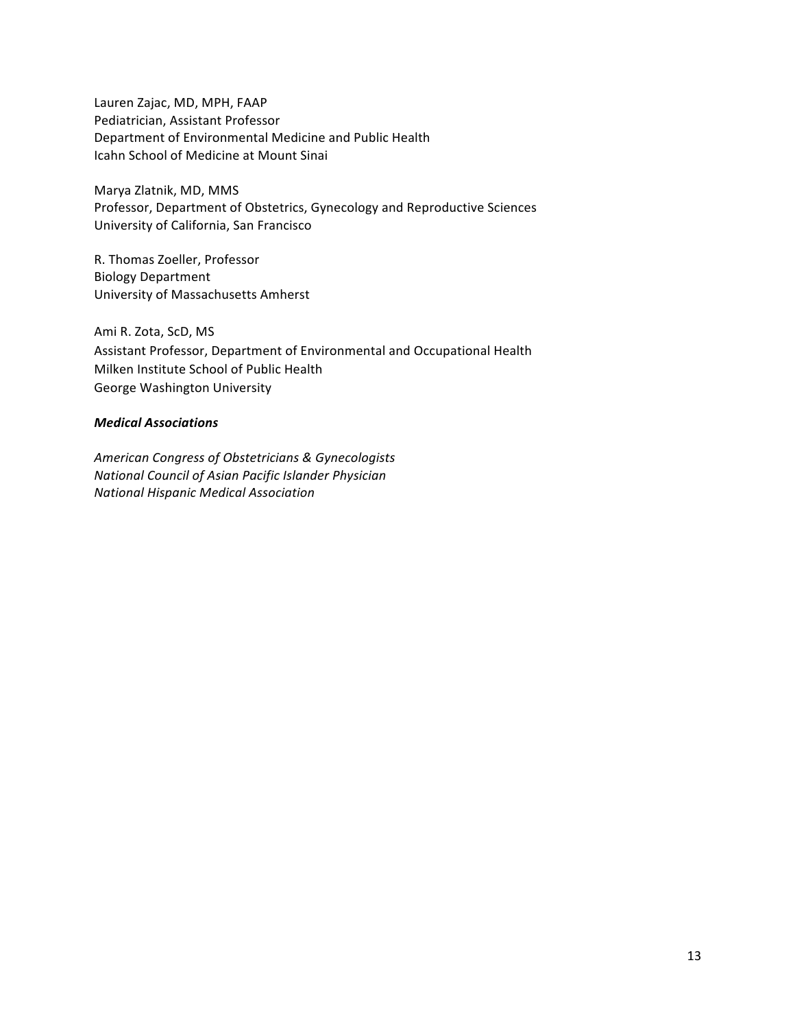Lauren Zajac, MD, MPH, FAAP
Pediatrician, Assistant Professor
Department of Environmental Medicine and Public Health
Icahn School of Medicine at Mount Sinai

Marya Zlatnik, MD, MMS
Professor, Department of Obstetrics, Gynecology and Reproductive Sciences
University of California, San Francisco

R. Thomas Zoeller, Professor
Biology Department
University of Massachusetts Amherst

Ami R. Zota, ScD, MS
Assistant Professor, Department of Environmental and Occupational Health
Milken Institute School of Public Health
George Washington University

***Medical Associations***

*American Congress of Obstetricians & Gynecologists*
*National Council of Asian Pacific Islander Physician*
*National Hispanic Medical Association*